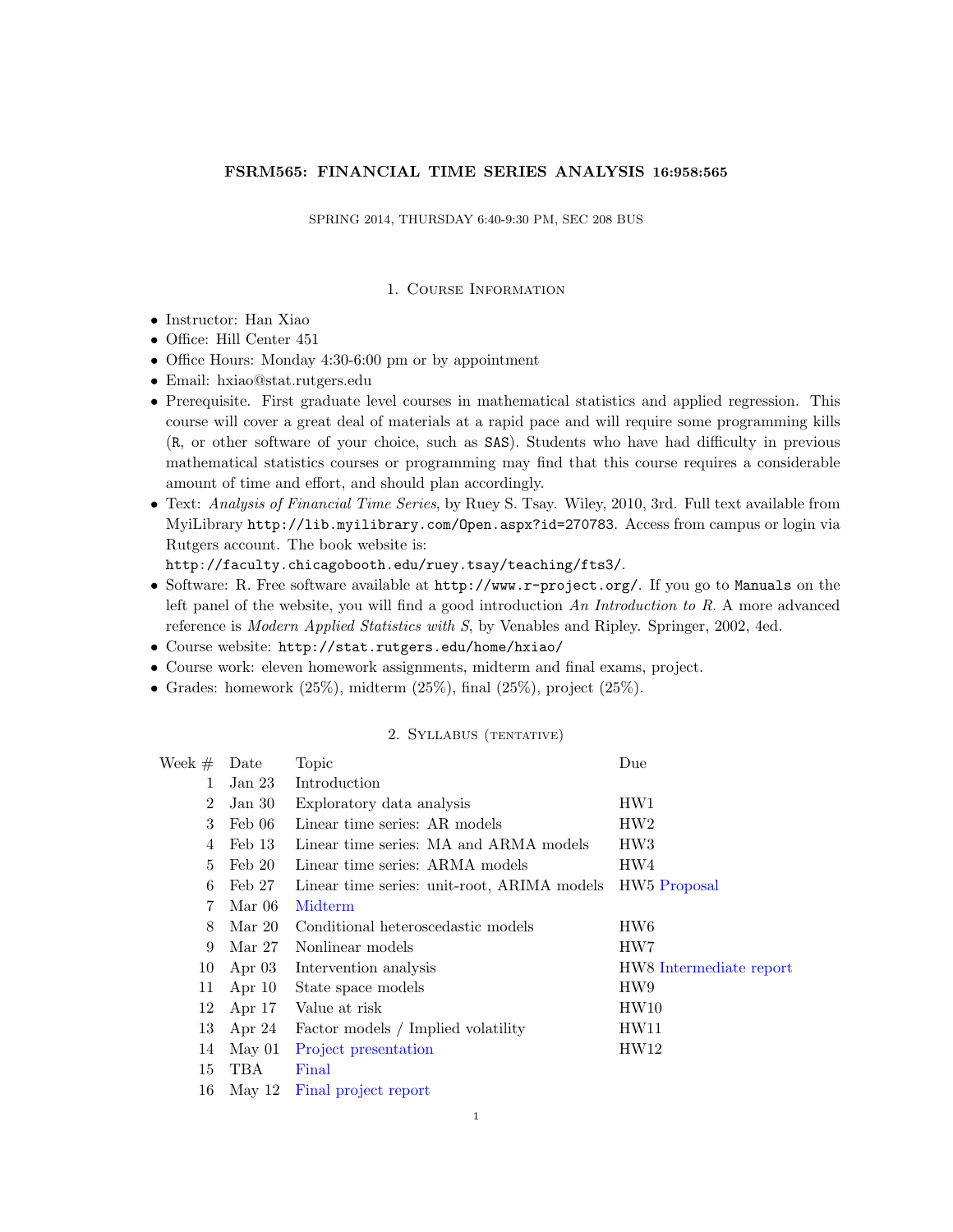# FSRM565: FINANCIAL TIME SERIES ANALYSIS 16:958:565

SPRING 2014, THURSDAY 6:40-9:30 PM, SEC 208 BUS

## 1. Course Information

- Instructor: Han Xiao
- Office: Hill Center 451
- Office Hours: Monday 4:30-6:00 pm or by appointment
- Email: hxiao@stat.rutgers.edu
- Prerequisite. First graduate level courses in mathematical statistics and applied regression. This course will cover a great deal of materials at a rapid pace and will require some programming kills (`R`, or other software of your choice, such as `SAS`). Students who have had difficulty in previous mathematical statistics courses or programming may find that this course requires a considerable amount of time and effort, and should plan accordingly.
- Text: *Analysis of Financial Time Series*, by Ruey S. Tsay. Wiley, 2010, 3rd. Full text available from MyiLibrary `http://lib.myilibrary.com/Open.aspx?id=270783`. Access from campus or login via Rutgers account. The book website is: `http://faculty.chicagobooth.edu/ruey.tsay/teaching/fts3/`.
- Software: R. Free software available at `http://www.r-project.org/`. If you go to `Manuals` on the left panel of the website, you will find a good introduction *An Introduction to R*. A more advanced reference is *Modern Applied Statistics with S*, by Venables and Ripley. Springer, 2002, 4ed.
- Course website: `http://stat.rutgers.edu/home/hxiao/`
- Course work: eleven homework assignments, midterm and final exams, project.
- Grades: homework (25%), midterm (25%), final (25%), project (25%).

## 2. Syllabus (tentative)

| Week # | Date | Topic | Due |
|---|---|---|---|
| 1 | Jan 23 | Introduction | |
| 2 | Jan 30 | Exploratory data analysis | HW1 |
| 3 | Feb 06 | Linear time series: AR models | HW2 |
| 4 | Feb 13 | Linear time series: MA and ARMA models | HW3 |
| 5 | Feb 20 | Linear time series: ARMA models | HW4 |
| 6 | Feb 27 | Linear time series: unit-root, ARIMA models | HW5 Proposal |
| 7 | Mar 06 | Midterm | |
| 8 | Mar 20 | Conditional heteroscedastic models | HW6 |
| 9 | Mar 27 | Nonlinear models | HW7 |
| 10 | Apr 03 | Intervention analysis | HW8 Intermediate report |
| 11 | Apr 10 | State space models | HW9 |
| 12 | Apr 17 | Value at risk | HW10 |
| 13 | Apr 24 | Factor models / Implied volatility | HW11 |
| 14 | May 01 | Project presentation | HW12 |
| 15 | TBA | Final | |
| 16 | May 12 | Final project report | |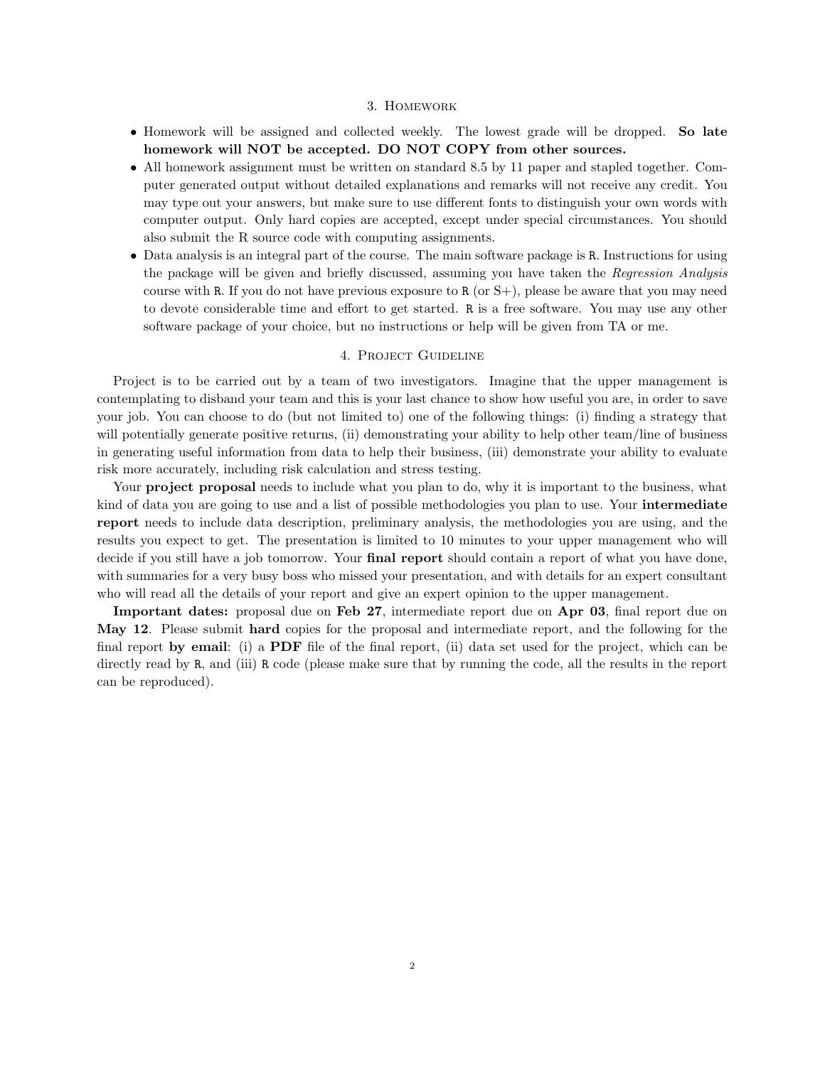## 3. Homework

- Homework will be assigned and collected weekly. The lowest grade will be dropped. **So late homework will NOT be accepted. DO NOT COPY from other sources.**
- All homework assignment must be written on standard 8.5 by 11 paper and stapled together. Computer generated output without detailed explanations and remarks will not receive any credit. You may type out your answers, but make sure to use different fonts to distinguish your own words with computer output. Only hard copies are accepted, except under special circumstances. You should also submit the R source code with computing assignments.
- Data analysis is an integral part of the course. The main software package is `R`. Instructions for using the package will be given and briefly discussed, assuming you have taken the *Regression Analysis* course with `R`. If you do not have previous exposure to `R` (or S+), please be aware that you may need to devote considerable time and effort to get started. `R` is a free software. You may use any other software package of your choice, but no instructions or help will be given from TA or me.

## 4. Project Guideline

Project is to be carried out by a team of two investigators. Imagine that the upper management is contemplating to disband your team and this is your last chance to show how useful you are, in order to save your job. You can choose to do (but not limited to) one of the following things: (i) finding a strategy that will potentially generate positive returns, (ii) demonstrating your ability to help other team/line of business in generating useful information from data to help their business, (iii) demonstrate your ability to evaluate risk more accurately, including risk calculation and stress testing.

Your **project proposal** needs to include what you plan to do, why it is important to the business, what kind of data you are going to use and a list of possible methodologies you plan to use. Your **intermediate report** needs to include data description, preliminary analysis, the methodologies you are using, and the results you expect to get. The presentation is limited to 10 minutes to your upper management who will decide if you still have a job tomorrow. Your **final report** should contain a report of what you have done, with summaries for a very busy boss who missed your presentation, and with details for an expert consultant who will read all the details of your report and give an expert opinion to the upper management.

**Important dates:** proposal due on **Feb 27**, intermediate report due on **Apr 03**, final report due on **May 12**. Please submit **hard** copies for the proposal and intermediate report, and the following for the final report **by email**: (i) a **PDF** file of the final report, (ii) data set used for the project, which can be directly read by `R`, and (iii) `R` code (please make sure that by running the code, all the results in the report can be reproduced).